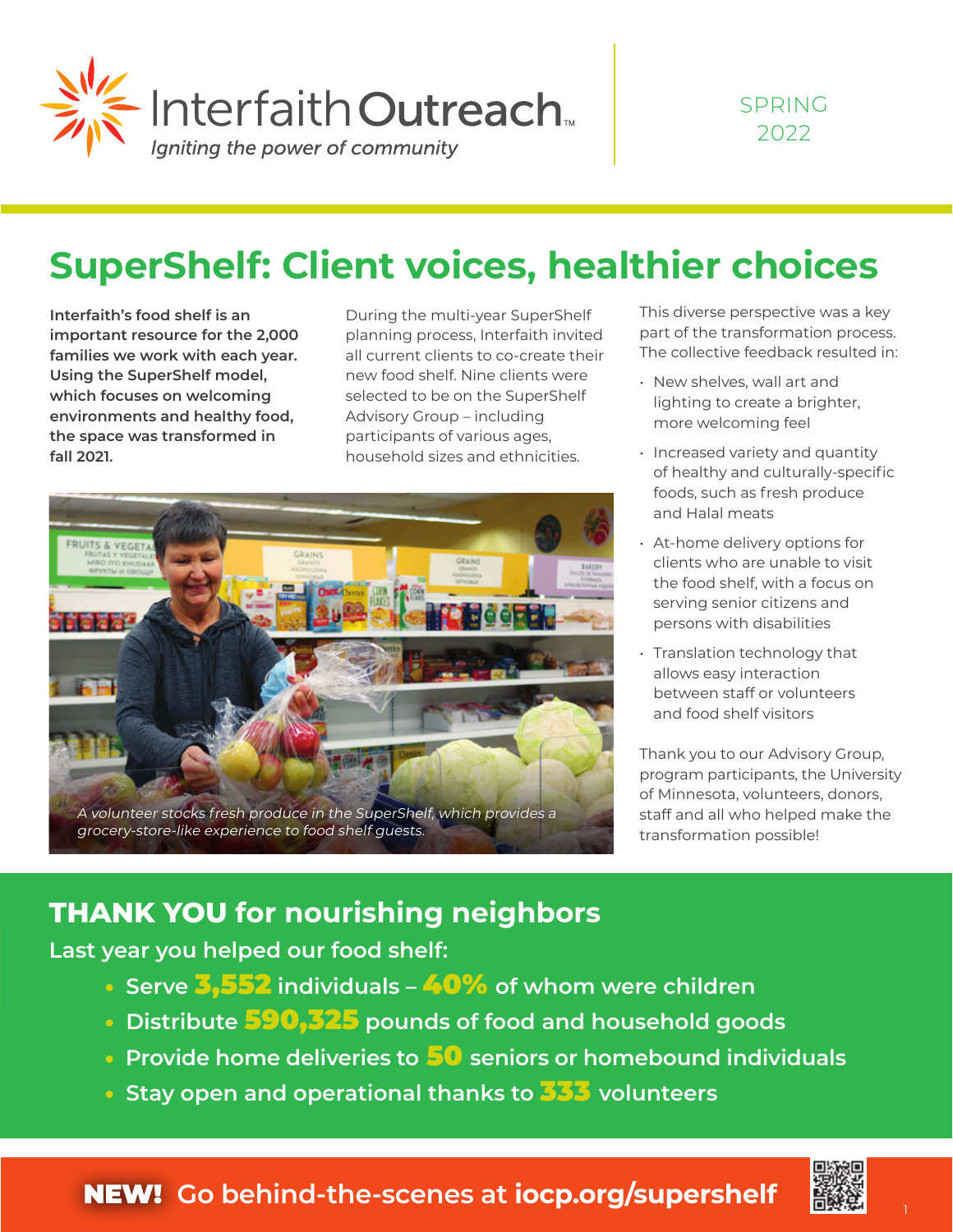Interfaith Outreach™

*Igniting the power of community*

SPRING 2022

# SuperShelf: Client voices, healthier choices

**Interfaith's food shelf is an important resource for the 2,000 families we work with each year. Using the SuperShelf model, which focuses on welcoming environments and healthy food, the space was transformed in fall 2021.**

During the multi-year SuperShelf planning process, Interfaith invited all current clients to co-create their new food shelf. Nine clients were selected to be on the SuperShelf Advisory Group – including participants of various ages, household sizes and ethnicities.

*A volunteer stocks fresh produce in the SuperShelf, which provides a grocery-store-like experience to food shelf guests.*

This diverse perspective was a key part of the transformation process. The collective feedback resulted in:

- New shelves, wall art and lighting to create a brighter, more welcoming feel
- Increased variety and quantity of healthy and culturally-specific foods, such as fresh produce and Halal meats
- At-home delivery options for clients who are unable to visit the food shelf, with a focus on serving senior citizens and persons with disabilities
- Translation technology that allows easy interaction between staff or volunteers and food shelf visitors

Thank you to our Advisory Group, program participants, the University of Minnesota, volunteers, donors, staff and all who helped make the transformation possible!

## THANK YOU for nourishing neighbors

**Last year you helped our food shelf:**

- **Serve 3,552 individuals – 40% of whom were children**
- **Distribute 590,325 pounds of food and household goods**
- **Provide home deliveries to 50 seniors or homebound individuals**
- **Stay open and operational thanks to 333 volunteers**

**NEW! Go behind-the-scenes at iocp.org/supershelf**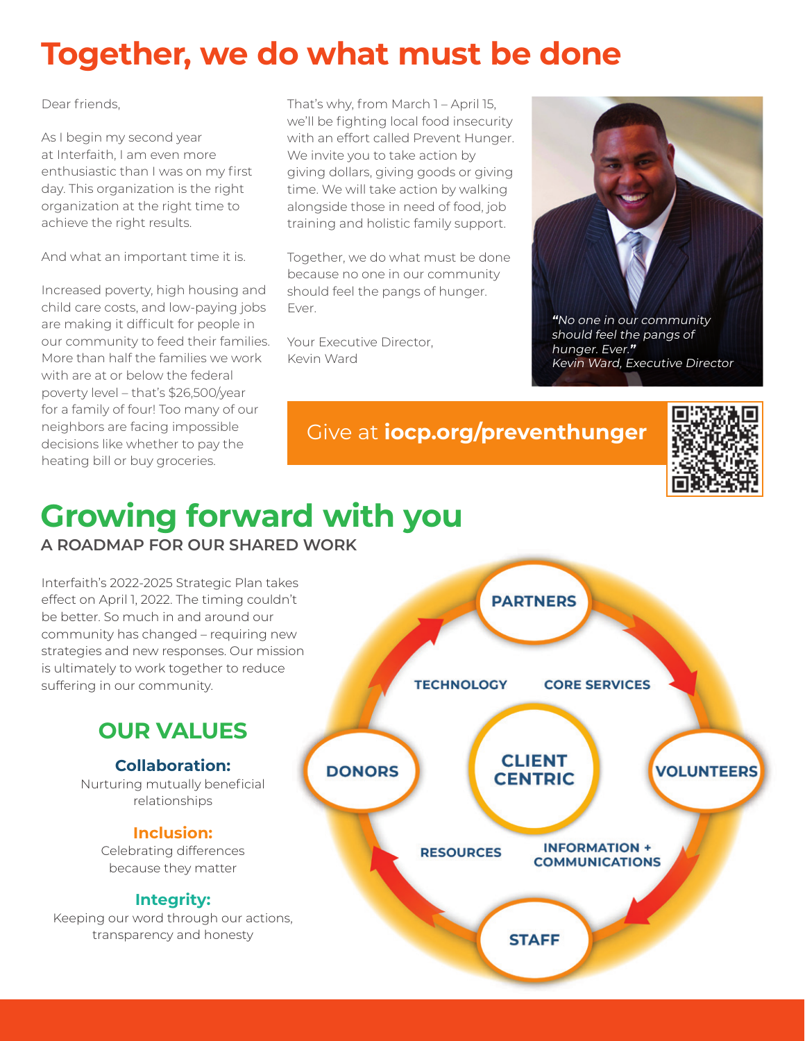# Together, we do what must be done

Dear friends,

As I begin my second year at Interfaith, I am even more enthusiastic than I was on my first day. This organization is the right organization at the right time to achieve the right results.

And what an important time it is.

Increased poverty, high housing and child care costs, and low-paying jobs are making it difficult for people in our community to feed their families. More than half the families we work with are at or below the federal poverty level – that's $26,500/year for a family of four! Too many of our neighbors are facing impossible decisions like whether to pay the heating bill or buy groceries.

That's why, from March 1 – April 15, we'll be fighting local food insecurity with an effort called Prevent Hunger. We invite you to take action by giving dollars, giving goods or giving time. We will take action by walking alongside those in need of food, job training and holistic family support.

Together, we do what must be done because no one in our community should feel the pangs of hunger. Ever.

Your Executive Director,
Kevin Ward

*"No one in our community should feel the pangs of hunger. Ever."*
*Kevin Ward, Executive Director*

Give at **iocp.org/preventhunger**

# Growing forward with you

**A ROADMAP FOR OUR SHARED WORK**

Interfaith's 2022-2025 Strategic Plan takes effect on April 1, 2022. The timing couldn't be better. So much in and around our community has changed – requiring new strategies and new responses. Our mission is ultimately to work together to reduce suffering in our community.

## OUR VALUES

**Collaboration:**
Nurturing mutually beneficial relationships

**Inclusion:**
Celebrating differences because they matter

**Integrity:**
Keeping our word through our actions, transparency and honesty

PARTNERS

TECHNOLOGY | CORE SERVICES

DONORS | CLIENT CENTRIC | VOLUNTEERS

RESOURCES | INFORMATION + COMMUNICATIONS

STAFF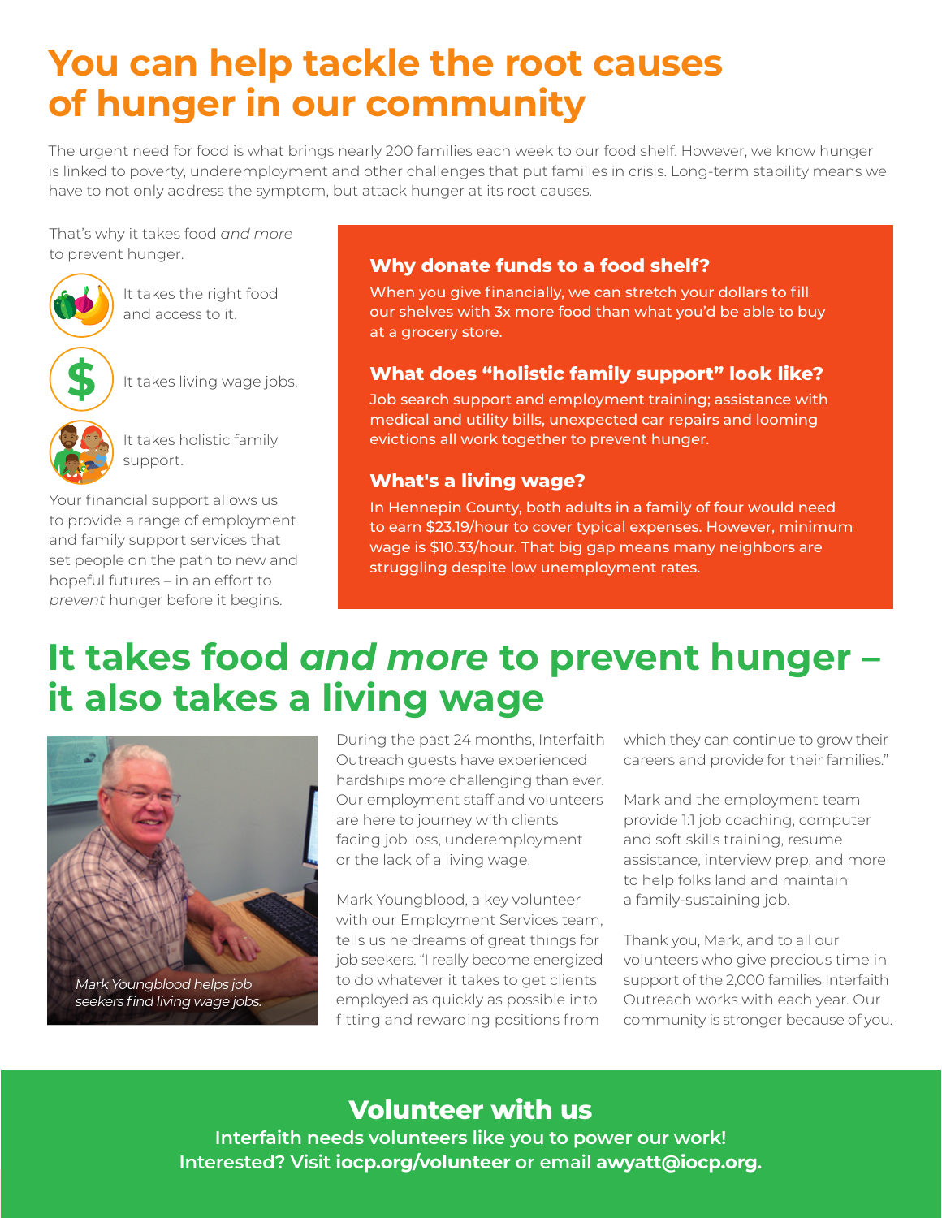# You can help tackle the root causes of hunger in our community

The urgent need for food is what brings nearly 200 families each week to our food shelf. However, we know hunger is linked to poverty, underemployment and other challenges that put families in crisis. Long-term stability means we have to not only address the symptom, but attack hunger at its root causes.

That's why it takes food *and more* to prevent hunger.

It takes the right food and access to it.

It takes living wage jobs.

It takes holistic family support.

Your financial support allows us to provide a range of employment and family support services that set people on the path to new and hopeful futures – in an effort to *prevent* hunger before it begins.

### Why donate funds to a food shelf?

When you give financially, we can stretch your dollars to fill our shelves with 3x more food than what you'd be able to buy at a grocery store.

### What does "holistic family support" look like?

Job search support and employment training; assistance with medical and utility bills, unexpected car repairs and looming evictions all work together to prevent hunger.

### What's a living wage?

In Hennepin County, both adults in a family of four would need to earn $23.19/hour to cover typical expenses. However, minimum wage is $10.33/hour. That big gap means many neighbors are struggling despite low unemployment rates.

# It takes food *and more* to prevent hunger – it also takes a living wage

*Mark Youngblood helps job seekers find living wage jobs.*

During the past 24 months, Interfaith Outreach guests have experienced hardships more challenging than ever. Our employment staff and volunteers are here to journey with clients facing job loss, underemployment or the lack of a living wage.

Mark Youngblood, a key volunteer with our Employment Services team, tells us he dreams of great things for job seekers. "I really become energized to do whatever it takes to get clients employed as quickly as possible into fitting and rewarding positions from which they can continue to grow their careers and provide for their families."

Mark and the employment team provide 1:1 job coaching, computer and soft skills training, resume assistance, interview prep, and more to help folks land and maintain a family-sustaining job.

Thank you, Mark, and to all our volunteers who give precious time in support of the 2,000 families Interfaith Outreach works with each year. Our community is stronger because of you.

## Volunteer with us

**Interfaith needs volunteers like you to power our work!**
**Interested? Visit iocp.org/volunteer or email awyatt@iocp.org.**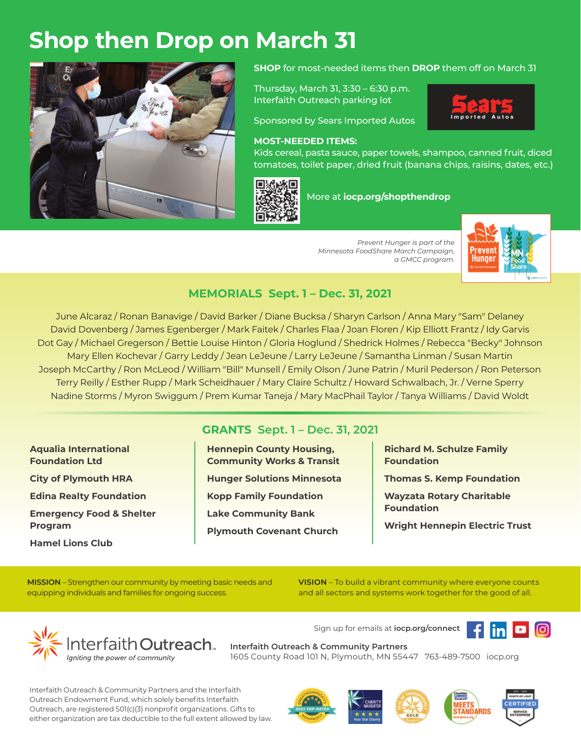# Shop then Drop on March 31

**SHOP** for most-needed items then **DROP** them off on March 31

Thursday, March 31, 3:30 – 6:30 p.m.
Interfaith Outreach parking lot

Sponsored by Sears Imported Autos

**MOST-NEEDED ITEMS:**
Kids cereal, pasta sauce, paper towels, shampoo, canned fruit, diced tomatoes, toilet paper, dried fruit (banana chips, raisins, dates, etc.)

More at **iocp.org/shopthendrop**

*Prevent Hunger is part of the Minnesota FoodShare March Campaign, a GMCC program.*

## MEMORIALS Sept. 1 – Dec. 31, 2021

June Alcaraz / Ronan Banavige / David Barker / Diane Bucksa / Sharyn Carlson / Anna Mary "Sam" Delaney / David Dovenberg / James Egenberger / Mark Faitek / Charles Flaa / Joan Floren / Kip Elliott Frantz / Idy Garvis / Dot Gay / Michael Gregerson / Bettie Louise Hinton / Gloria Hoglund / Shedrick Holmes / Rebecca "Becky" Johnson / Mary Ellen Kochevar / Garry Leddy / Jean LeJeune / Larry LeJeune / Samantha Linman / Susan Martin / Joseph McCarthy / Ron McLeod / William "Bill" Munsell / Emily Olson / June Patrin / Muril Pederson / Ron Peterson / Terry Reilly / Esther Rupp / Mark Scheidhauer / Mary Claire Schultz / Howard Schwalbach, Jr. / Verne Sperry / Nadine Storms / Myron Swiggum / Prem Kumar Taneja / Mary MacPhail Taylor / Tanya Williams / David Woldt

## GRANTS Sept. 1 – Dec. 31, 2021

**Aqualia International Foundation Ltd**

**City of Plymouth HRA**

**Edina Realty Foundation**

**Emergency Food & Shelter Program**

**Hamel Lions Club**

**Hennepin County Housing, Community Works & Transit**

**Hunger Solutions Minnesota**

**Kopp Family Foundation**

**Lake Community Bank**

**Plymouth Covenant Church**

**Richard M. Schulze Family Foundation**

**Thomas S. Kemp Foundation**

**Wayzata Rotary Charitable Foundation**

**Wright Hennepin Electric Trust**

**MISSION** – Strengthen our community by meeting basic needs and equipping individuals and families for ongoing success.

**VISION** – To build a vibrant community where everyone counts and all sectors and systems work together for the good of all.

Sign up for emails at **iocp.org/connect**

Interfaith Outreach
*Igniting the power of community*

**Interfaith Outreach & Community Partners**
1605 County Road 101 N, Plymouth, MN 55447 763-489-7500 iocp.org

Interfaith Outreach & Community Partners and the Interfaith Outreach Endowment Fund, which solely benefits Interfaith Outreach, are registered 501(c)(3) nonprofit organizations. Gifts to either organization are tax deductible to the full extent allowed by law.